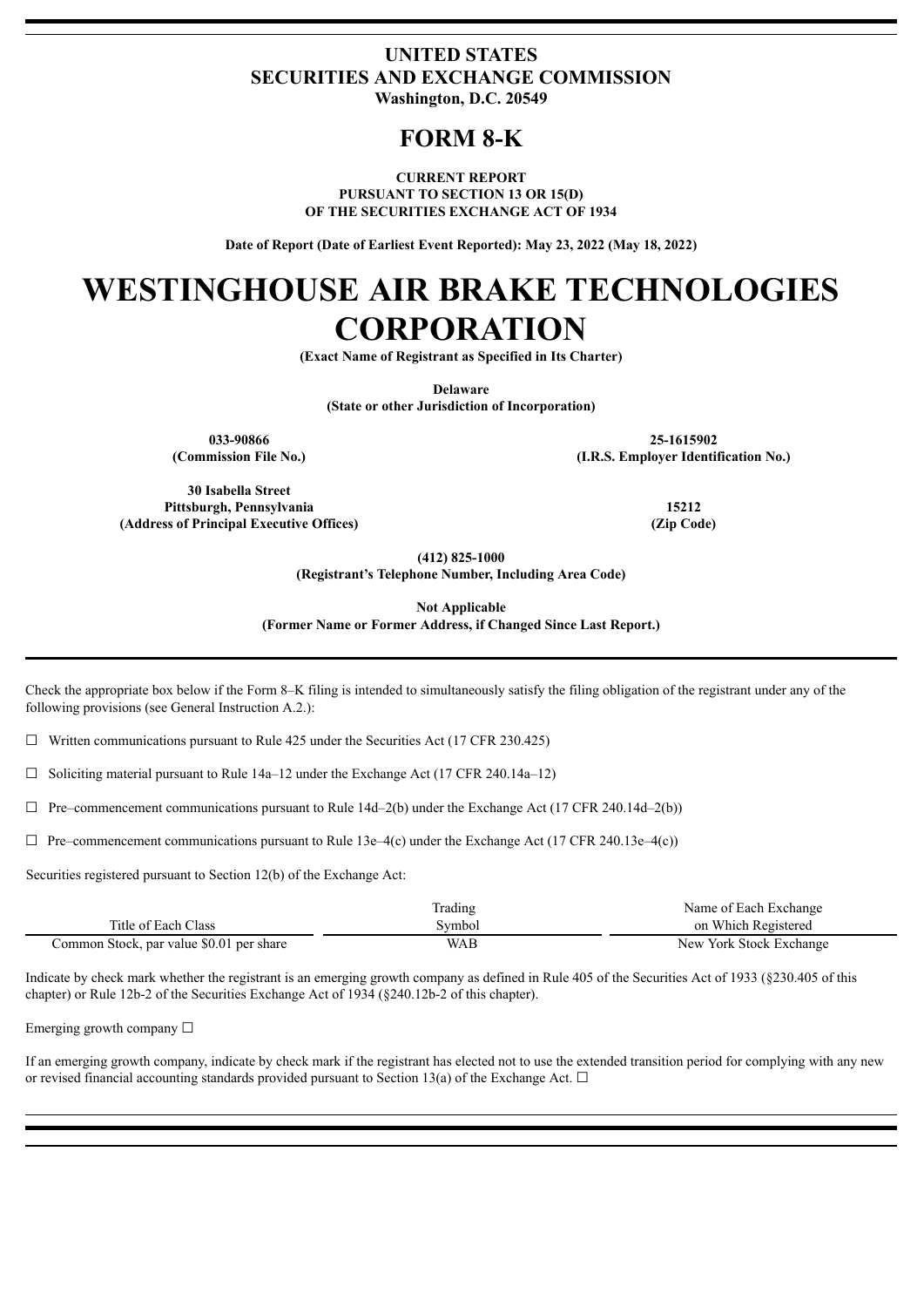**UNITED STATES**
**SECURITIES AND EXCHANGE COMMISSION**
**Washington, D.C. 20549**

# FORM 8-K

**CURRENT REPORT**
**PURSUANT TO SECTION 13 OR 15(D)**
**OF THE SECURITIES EXCHANGE ACT OF 1934**

**Date of Report (Date of Earliest Event Reported): May 23, 2022 (May 18, 2022)**

# WESTINGHOUSE AIR BRAKE TECHNOLOGIES CORPORATION

**(Exact Name of Registrant as Specified in Its Charter)**

**Delaware**
**(State or other Jurisdiction of Incorporation)**

| **033-90866** | **25-1615902** |
|---|---|
| **(Commission File No.)** | **(I.R.S. Employer Identification No.)** |

| **30 Isabella Street Pittsburgh, Pennsylvania** | **15212** |
|---|---|
| **(Address of Principal Executive Offices)** | **(Zip Code)** |

**(412) 825-1000**
**(Registrant's Telephone Number, Including Area Code)**

**Not Applicable**
**(Former Name or Former Address, if Changed Since Last Report.)**

Check the appropriate box below if the Form 8–K filing is intended to simultaneously satisfy the filing obligation of the registrant under any of the following provisions (see General Instruction A.2.):

☐ Written communications pursuant to Rule 425 under the Securities Act (17 CFR 230.425)

☐ Soliciting material pursuant to Rule 14a–12 under the Exchange Act (17 CFR 240.14a–12)

☐ Pre–commencement communications pursuant to Rule 14d–2(b) under the Exchange Act (17 CFR 240.14d–2(b))

☐ Pre–commencement communications pursuant to Rule 13e–4(c) under the Exchange Act (17 CFR 240.13e–4(c))

Securities registered pursuant to Section 12(b) of the Exchange Act:

| Title of Each Class | Trading Symbol | Name of Each Exchange on Which Registered |
|---|---|---|
| Common Stock, par value $0.01 per share | WAB | New York Stock Exchange |

Indicate by check mark whether the registrant is an emerging growth company as defined in Rule 405 of the Securities Act of 1933 (§230.405 of this chapter) or Rule 12b-2 of the Securities Exchange Act of 1934 (§240.12b-2 of this chapter).

Emerging growth company ☐

If an emerging growth company, indicate by check mark if the registrant has elected not to use the extended transition period for complying with any new or revised financial accounting standards provided pursuant to Section 13(a) of the Exchange Act. ☐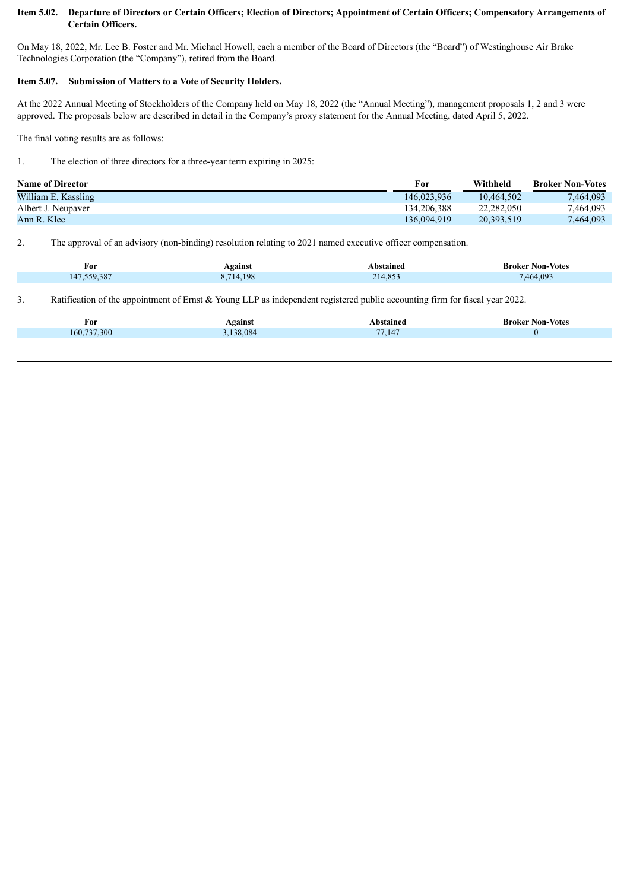**Item 5.02. Departure of Directors or Certain Officers; Election of Directors; Appointment of Certain Officers; Compensatory Arrangements of Certain Officers.**

On May 18, 2022, Mr. Lee B. Foster and Mr. Michael Howell, each a member of the Board of Directors (the "Board") of Westinghouse Air Brake Technologies Corporation (the "Company"), retired from the Board.

**Item 5.07. Submission of Matters to a Vote of Security Holders.**

At the 2022 Annual Meeting of Stockholders of the Company held on May 18, 2022 (the "Annual Meeting"), management proposals 1, 2 and 3 were approved. The proposals below are described in detail in the Company's proxy statement for the Annual Meeting, dated April 5, 2022.

The final voting results are as follows:

1. The election of three directors for a three-year term expiring in 2025:

| Name of Director | For | Withheld | Broker Non-Votes |
|---|---|---|---|
| William E. Kassling | 146,023,936 | 10,464,502 | 7,464,093 |
| Albert J. Neupaver | 134,206,388 | 22,282,050 | 7,464,093 |
| Ann R. Klee | 136,094,919 | 20,393,519 | 7,464,093 |

2. The approval of an advisory (non-binding) resolution relating to 2021 named executive officer compensation.

| For | Against | Abstained | Broker Non-Votes |
|---|---|---|---|
| 147,559,387 | 8,714,198 | 214,853 | 7,464,093 |

3. Ratification of the appointment of Ernst & Young LLP as independent registered public accounting firm for fiscal year 2022.

| For | Against | Abstained | Broker Non-Votes |
|---|---|---|---|
| 160,737,300 | 3,138,084 | 77,147 | 0 |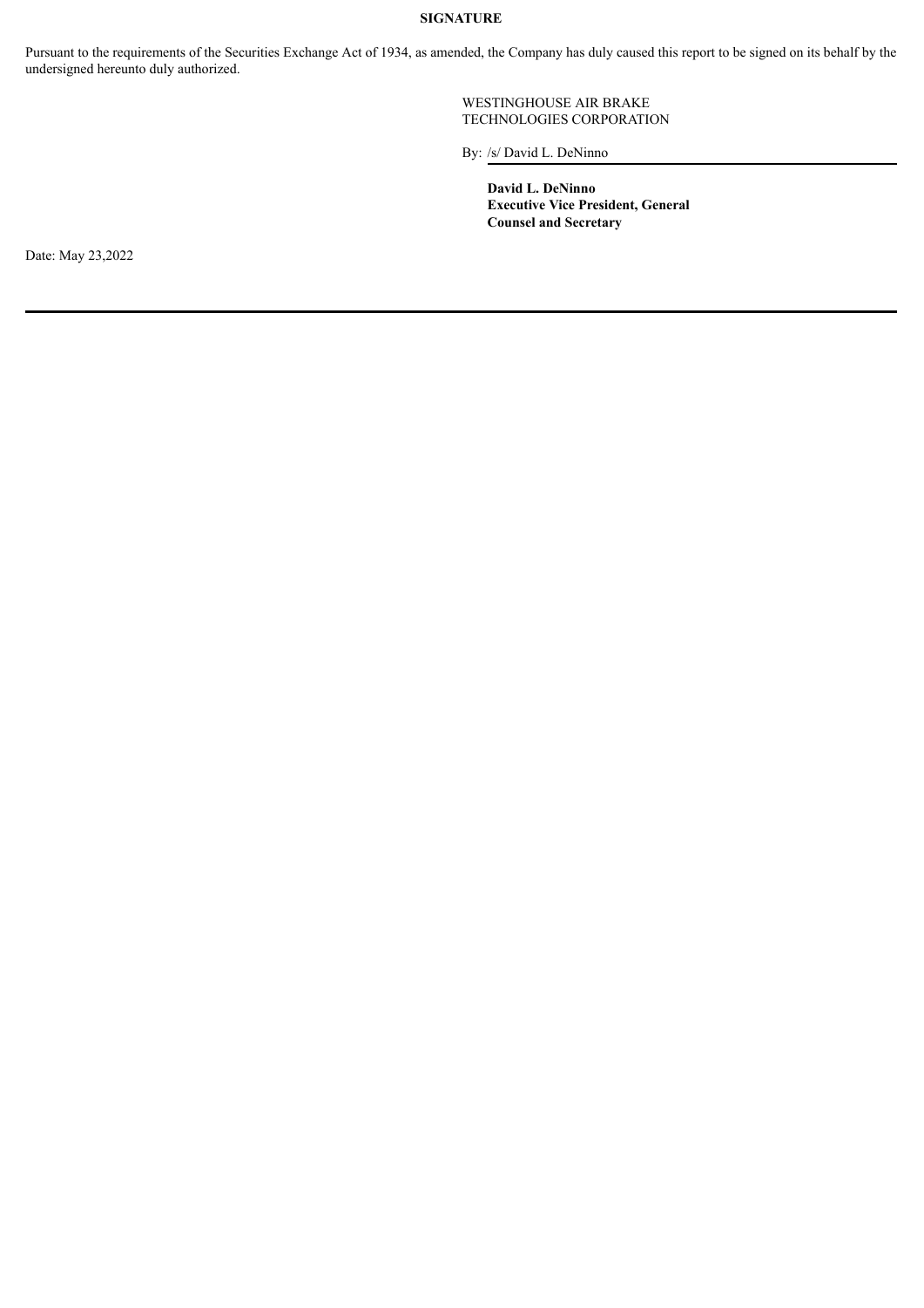**SIGNATURE**

Pursuant to the requirements of the Securities Exchange Act of 1934, as amended, the Company has duly caused this report to be signed on its behalf by the undersigned hereunto duly authorized.

WESTINGHOUSE AIR BRAKE
TECHNOLOGIES CORPORATION

By: /s/ David L. DeNinno

**David L. DeNinno**
**Executive Vice President, General Counsel and Secretary**

Date: May 23,2022